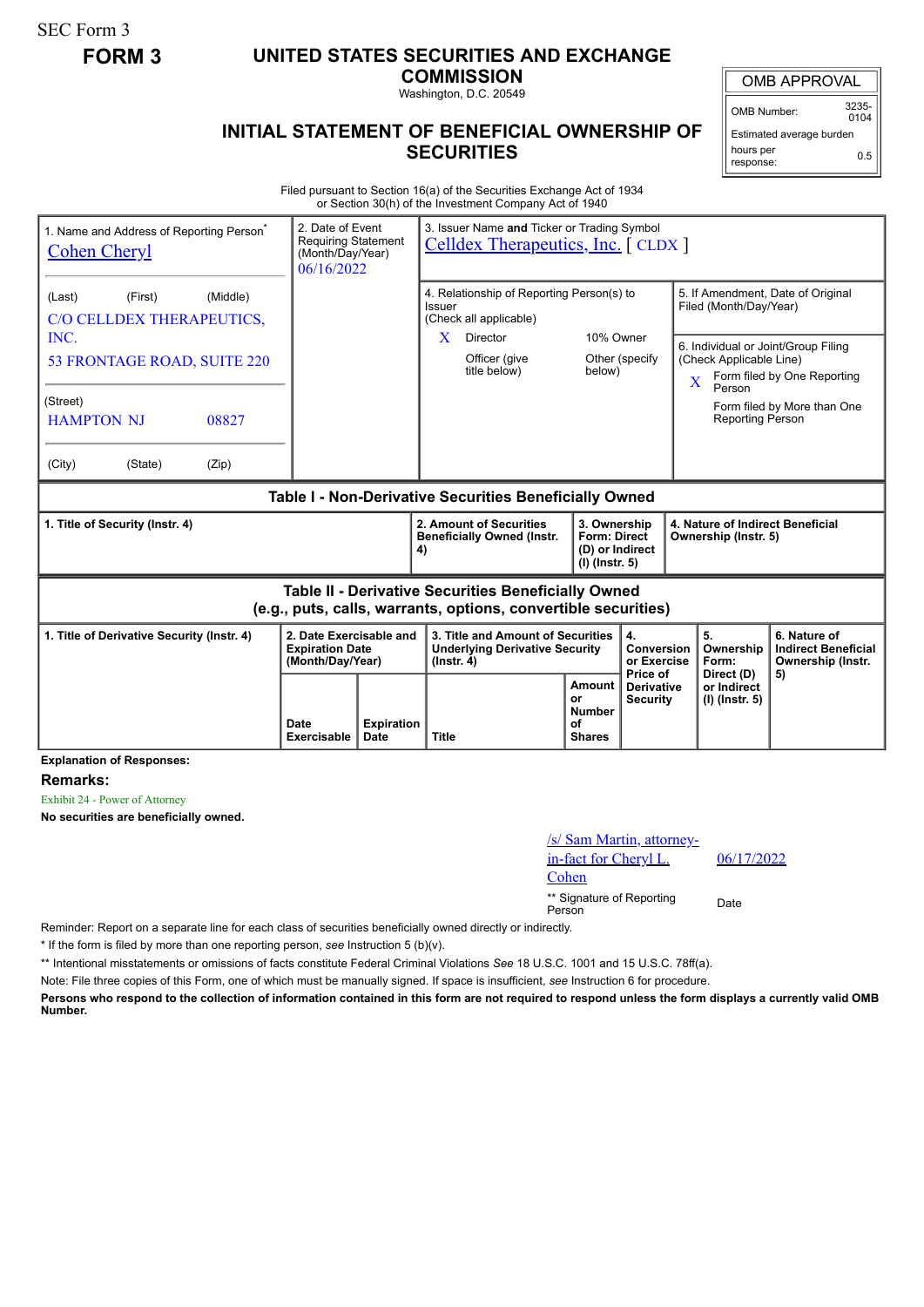SEC Form 3

**FORM 3**

# UNITED STATES SECURITIES AND EXCHANGE COMMISSION

Washington, D.C. 20549

## INITIAL STATEMENT OF BENEFICIAL OWNERSHIP OF SECURITIES

| OMB APPROVAL | |
|---|---|
| OMB Number: | 3235-0104 |
| Estimated average burden hours per response: | 0.5 |

Filed pursuant to Section 16(a) of the Securities Exchange Act of 1934 or Section 30(h) of the Investment Company Act of 1940

| 1. Name and Address of Reporting Person* | 2. Date of Event Requiring Statement (Month/Day/Year) | 3. Issuer Name **and** Ticker or Trading Symbol |
|---|---|---|
| Cohen Cheryl | 06/16/2022 | Celldex Therapeutics, Inc. [ CLDX ] |
| (Last) (First) (Middle) C/O CELLDEX THERAPEUTICS, INC. 53 FRONTAGE ROAD, SUITE 220 | | 4. Relationship of Reporting Person(s) to Issuer (Check all applicable) X Director; 10% Owner; Officer (give title below); Other (specify below) |
| (Street) HAMPTON NJ 08827 | | 5. If Amendment, Date of Original Filed (Month/Day/Year) |
| (City) (State) (Zip) | | 6. Individual or Joint/Group Filing (Check Applicable Line) X Form filed by One Reporting Person; Form filed by More than One Reporting Person |

### Table I - Non-Derivative Securities Beneficially Owned

| 1. Title of Security (Instr. 4) | 2. Amount of Securities Beneficially Owned (Instr. 4) | 3. Ownership Form: Direct (D) or Indirect (I) (Instr. 5) | 4. Nature of Indirect Beneficial Ownership (Instr. 5) |
|---|---|---|---|

### Table II - Derivative Securities Beneficially Owned (e.g., puts, calls, warrants, options, convertible securities)

| 1. Title of Derivative Security (Instr. 4) | 2. Date Exercisable and Expiration Date (Month/Day/Year) | | 3. Title and Amount of Securities Underlying Derivative Security (Instr. 4) | | 4. Conversion or Exercise Price of Derivative Security | 5. Ownership Form: Direct (D) or Indirect (I) (Instr. 5) | 6. Nature of Indirect Beneficial Ownership (Instr. 5) |
|---|---|---|---|---|---|---|---|
| | Date Exercisable | Expiration Date | Title | Amount or Number of Shares | | | |

**Explanation of Responses:**

**Remarks:**

Exhibit 24 - Power of Attorney

**No securities are beneficially owned.**

| /s/ Sam Martin, attorney-in-fact for Cheryl L. Cohen | 06/17/2022 |
|---|---|
| ** Signature of Reporting Person | Date |

Reminder: Report on a separate line for each class of securities beneficially owned directly or indirectly.

\* If the form is filed by more than one reporting person, *see* Instruction 5 (b)(v).

\*\* Intentional misstatements or omissions of facts constitute Federal Criminal Violations *See* 18 U.S.C. 1001 and 15 U.S.C. 78ff(a).

Note: File three copies of this Form, one of which must be manually signed. If space is insufficient, *see* Instruction 6 for procedure.

**Persons who respond to the collection of information contained in this form are not required to respond unless the form displays a currently valid OMB Number.**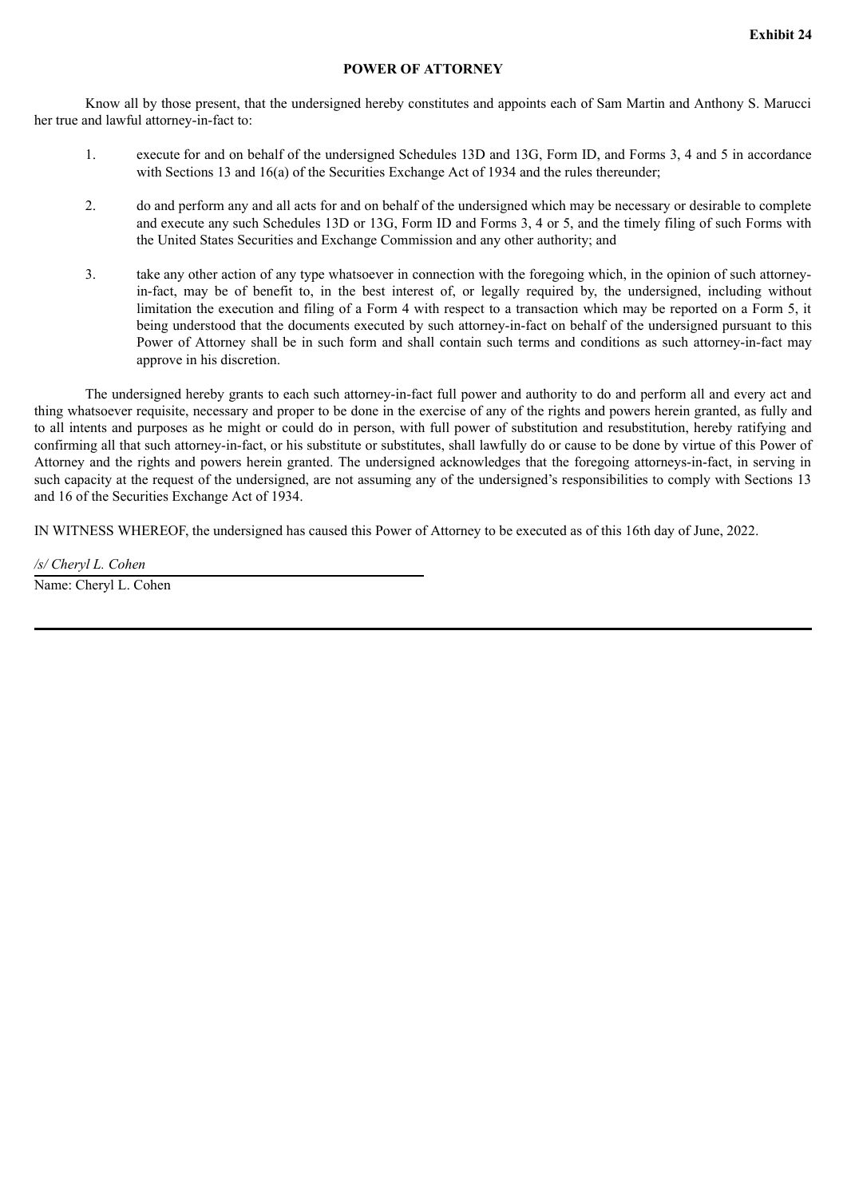**Exhibit 24**

# POWER OF ATTORNEY

Know all by those present, that the undersigned hereby constitutes and appoints each of Sam Martin and Anthony S. Marucci her true and lawful attorney-in-fact to:

1. execute for and on behalf of the undersigned Schedules 13D and 13G, Form ID, and Forms 3, 4 and 5 in accordance with Sections 13 and 16(a) of the Securities Exchange Act of 1934 and the rules thereunder;

2. do and perform any and all acts for and on behalf of the undersigned which may be necessary or desirable to complete and execute any such Schedules 13D or 13G, Form ID and Forms 3, 4 or 5, and the timely filing of such Forms with the United States Securities and Exchange Commission and any other authority; and

3. take any other action of any type whatsoever in connection with the foregoing which, in the opinion of such attorney-in-fact, may be of benefit to, in the best interest of, or legally required by, the undersigned, including without limitation the execution and filing of a Form 4 with respect to a transaction which may be reported on a Form 5, it being understood that the documents executed by such attorney-in-fact on behalf of the undersigned pursuant to this Power of Attorney shall be in such form and shall contain such terms and conditions as such attorney-in-fact may approve in his discretion.

The undersigned hereby grants to each such attorney-in-fact full power and authority to do and perform all and every act and thing whatsoever requisite, necessary and proper to be done in the exercise of any of the rights and powers herein granted, as fully and to all intents and purposes as he might or could do in person, with full power of substitution and resubstitution, hereby ratifying and confirming all that such attorney-in-fact, or his substitute or substitutes, shall lawfully do or cause to be done by virtue of this Power of Attorney and the rights and powers herein granted. The undersigned acknowledges that the foregoing attorneys-in-fact, in serving in such capacity at the request of the undersigned, are not assuming any of the undersigned's responsibilities to comply with Sections 13 and 16 of the Securities Exchange Act of 1934.

IN WITNESS WHEREOF, the undersigned has caused this Power of Attorney to be executed as of this 16th day of June, 2022.

*/s/ Cheryl L. Cohen*

Name: Cheryl L. Cohen